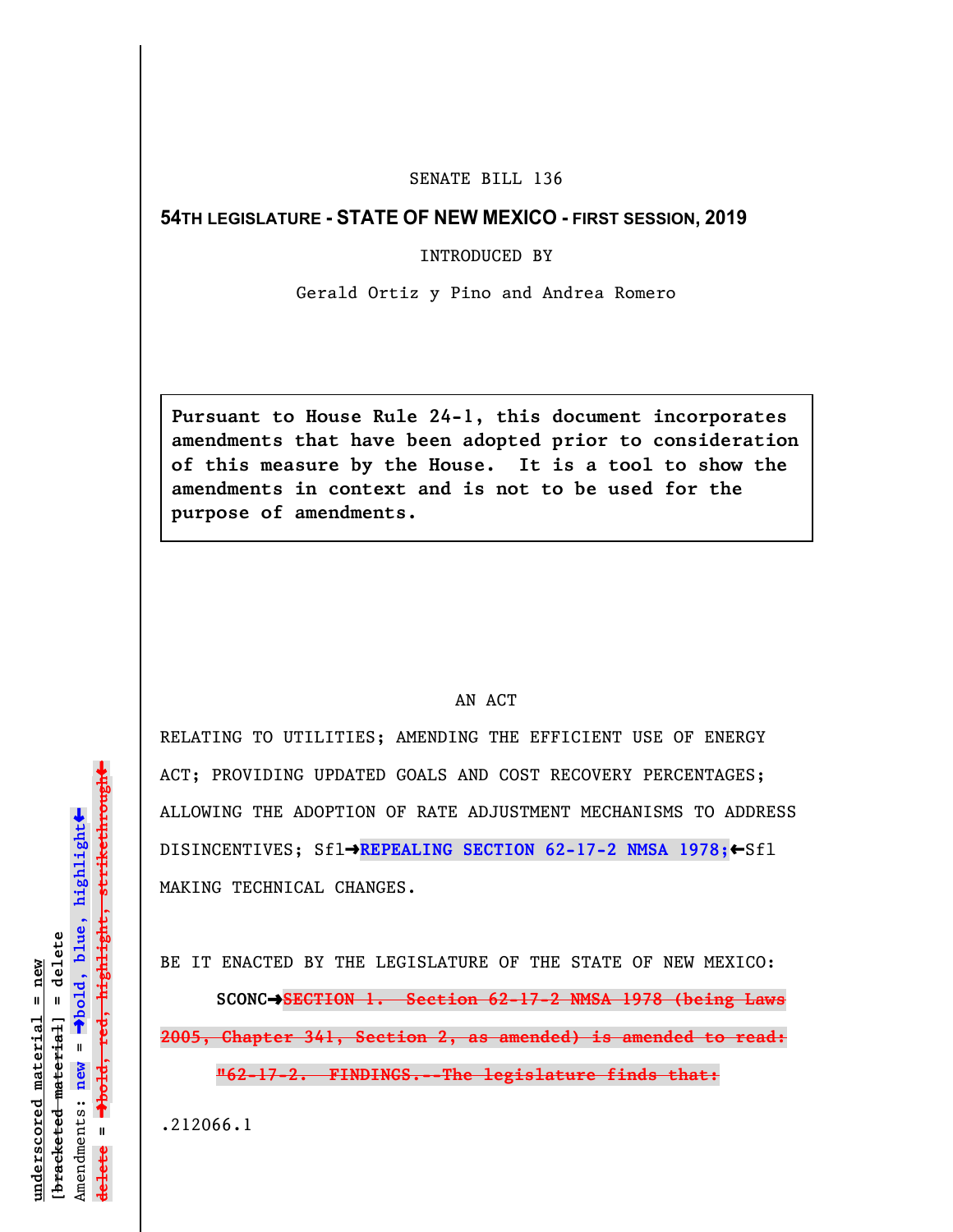SENATE BILL 136

**54TH LEGISLATURE - STATE OF NEW MEXICO - FIRST SESSION, 2019**

INTRODUCED BY

Gerald Ortiz y Pino and Andrea Romero

**Pursuant to House Rule 24-1, this document incorporates amendments that have been adopted prior to consideration of this measure by the House. It is a tool to show the amendments in context and is not to be used for the purpose of amendments.**

AN ACT

RELATING TO UTILITIES; AMENDING THE EFFICIENT USE OF ENERGY ACT; PROVIDING UPDATED GOALS AND COST RECOVERY PERCENTAGES; ALLOWING THE ADOPTION OF RATE ADJUSTMENT MECHANISMS TO ADDRESS DISINCENTIVES; Sfl➔**REPEALING SECTION 62-17-2 NMSA 1978;**←Sfl MAKING TECHNICAL CHANGES.

BE IT ENACTED BY THE LEGISLATURE OF THE STATE OF NEW MEXICO:

**SCONC**➔~~SECTION 1. Section 62-17-2 NMSA 1978 (being Laws 2005, Chapter 341, Section 2, as amended) is amended to read:~~

~~"62-17-2. FINDINGS.--The legislature finds that:~~

.212066.1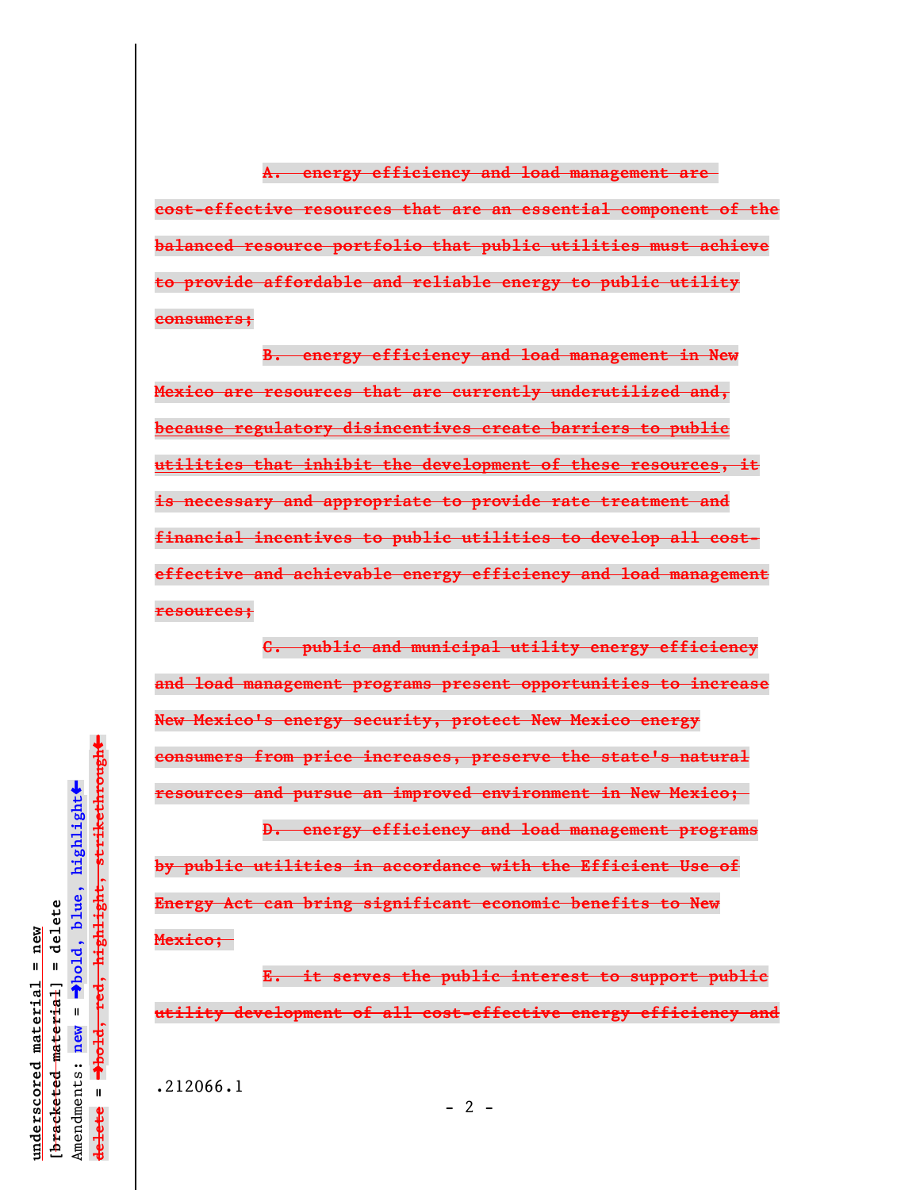~~A. energy efficiency and load management are cost-effective resources that are an essential component of the balanced resource portfolio that public utilities must achieve to provide affordable and reliable energy to public utility consumers;~~

~~B. energy efficiency and load management in New Mexico are resources that are currently underutilized and, because regulatory disincentives create barriers to public utilities that inhibit the development of these resources, it is necessary and appropriate to provide rate treatment and financial incentives to public utilities to develop all cost-effective and achievable energy efficiency and load management resources;~~

~~C. public and municipal utility energy efficiency and load management programs present opportunities to increase New Mexico's energy security, protect New Mexico energy consumers from price increases, preserve the state's natural resources and pursue an improved environment in New Mexico;~~

~~D. energy efficiency and load management programs by public utilities in accordance with the Efficient Use of Energy Act can bring significant economic benefits to New Mexico;~~

~~E. it serves the public interest to support public utility development of all cost-effective energy efficiency and~~

.212066.1

underscored material = new
[~~bracketed material~~] = delete
Amendments: **new** = ➔**bold, blue, highlight**⬅
~~delete~~ = ➔~~bold, red, highlight, strikethrough~~⬅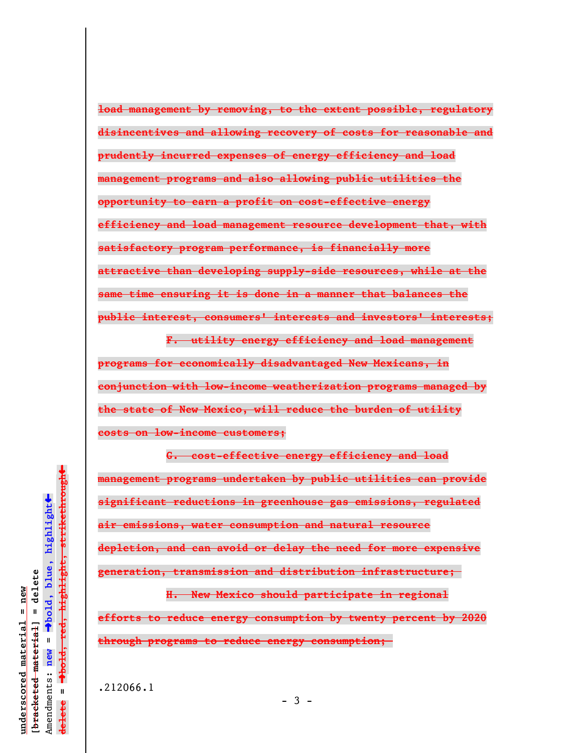~~load management by removing, to the extent possible, regulatory disincentives and allowing recovery of costs for reasonable and prudently incurred expenses of energy efficiency and load management programs and also allowing public utilities the opportunity to earn a profit on cost-effective energy efficiency and load management resource development that, with satisfactory program performance, is financially more attractive than developing supply-side resources, while at the same time ensuring it is done in a manner that balances the public interest, consumers' interests and investors' interests;~~

~~F. utility energy efficiency and load management programs for economically disadvantaged New Mexicans, in conjunction with low-income weatherization programs managed by the state of New Mexico, will reduce the burden of utility costs on low-income customers;~~

~~G. cost-effective energy efficiency and load management programs undertaken by public utilities can provide significant reductions in greenhouse gas emissions, regulated air emissions, water consumption and natural resource depletion, and can avoid or delay the need for more expensive generation, transmission and distribution infrastructure;~~

~~H. New Mexico should participate in regional efforts to reduce energy consumption by twenty percent by 2020 through programs to reduce energy consumption;~~

.212066.1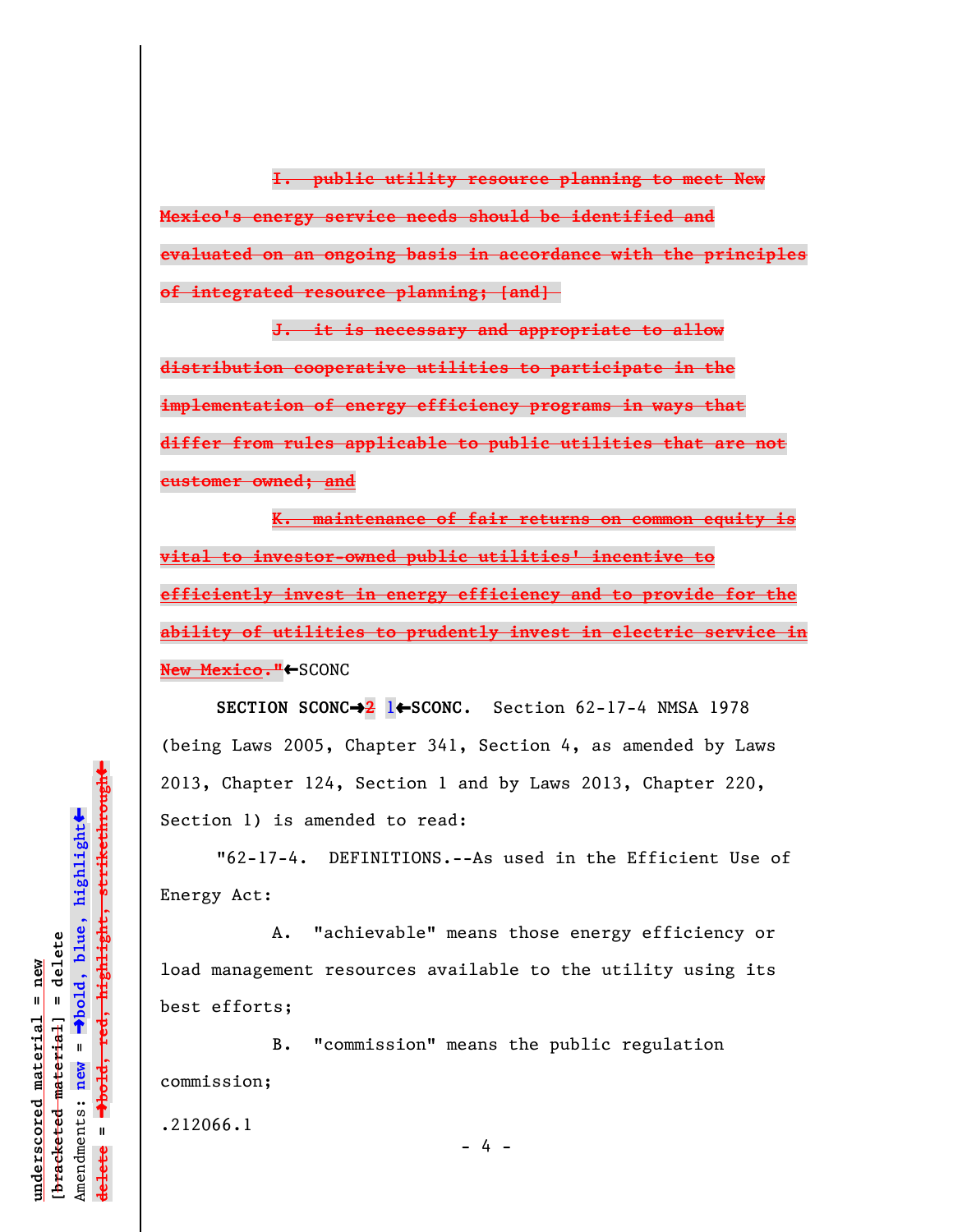~~I. public utility resource planning to meet New Mexico's energy service needs should be identified and evaluated on an ongoing basis in accordance with the principles of integrated resource planning; [and]~~

~~J. it is necessary and appropriate to allow distribution cooperative utilities to participate in the implementation of energy efficiency programs in ways that differ from rules applicable to public utilities that are not customer owned; and~~

~~K. maintenance of fair returns on common equity is vital to investor-owned public utilities' incentive to efficiently invest in energy efficiency and to provide for the ability of utilities to prudently invest in electric service in New Mexico."~~←SCONC

**SECTION SCONC→~~2~~ 1←SCONC.** Section 62-17-4 NMSA 1978 (being Laws 2005, Chapter 341, Section 4, as amended by Laws 2013, Chapter 124, Section 1 and by Laws 2013, Chapter 220, Section 1) is amended to read:

"62-17-4. DEFINITIONS.--As used in the Efficient Use of Energy Act:

A. "achievable" means those energy efficiency or load management resources available to the utility using its best efforts;

B. "commission" means the public regulation commission;

.212066.1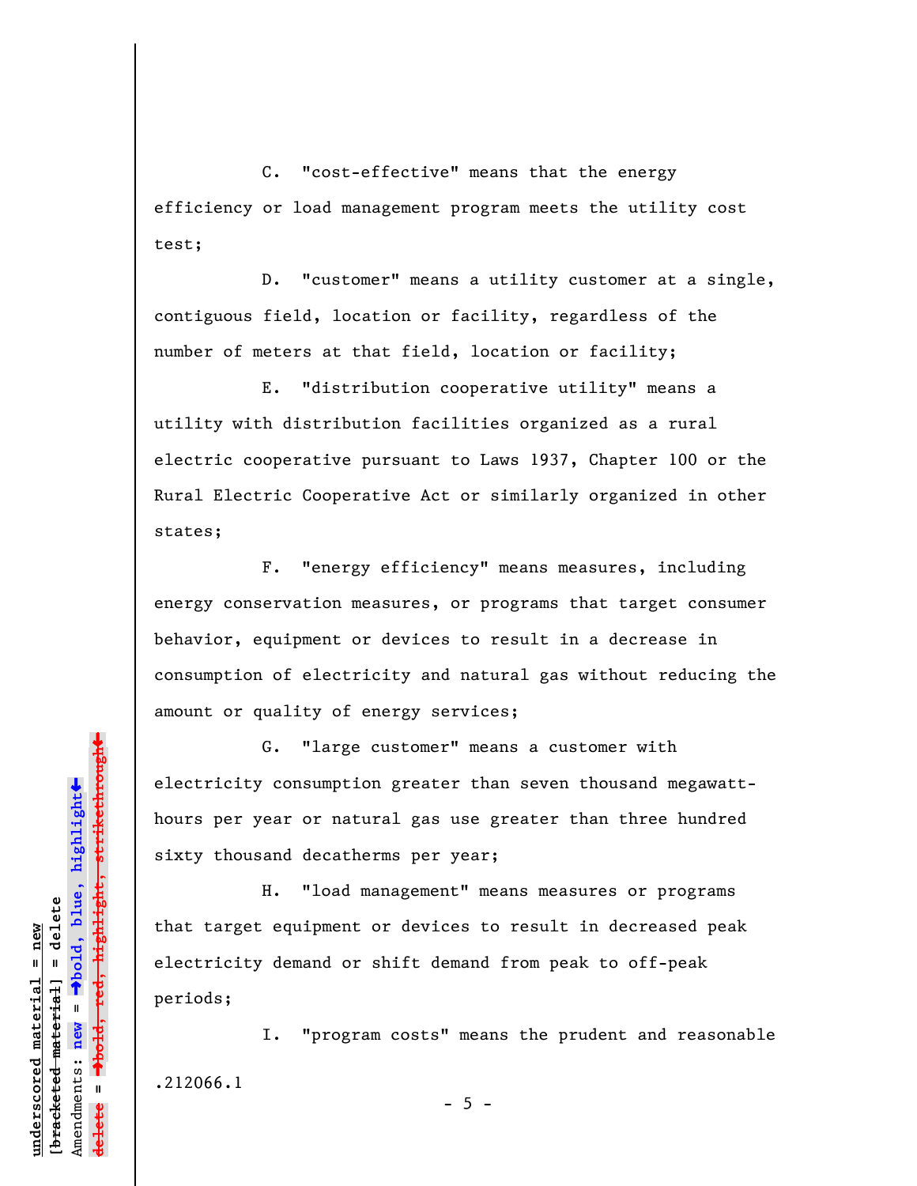C. "cost-effective" means that the energy efficiency or load management program meets the utility cost test;

D. "customer" means a utility customer at a single, contiguous field, location or facility, regardless of the number of meters at that field, location or facility;

E. "distribution cooperative utility" means a utility with distribution facilities organized as a rural electric cooperative pursuant to Laws 1937, Chapter 100 or the Rural Electric Cooperative Act or similarly organized in other states;

F. "energy efficiency" means measures, including energy conservation measures, or programs that target consumer behavior, equipment or devices to result in a decrease in consumption of electricity and natural gas without reducing the amount or quality of energy services;

G. "large customer" means a customer with electricity consumption greater than seven thousand megawatt-hours per year or natural gas use greater than three hundred sixty thousand decatherms per year;

H. "load management" means measures or programs that target equipment or devices to result in decreased peak electricity demand or shift demand from peak to off-peak periods;

I. "program costs" means the prudent and reasonable

.212066.1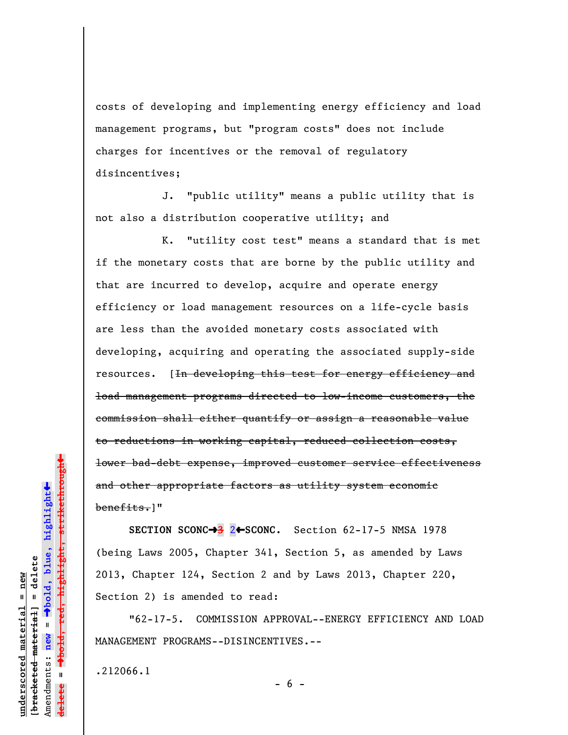costs of developing and implementing energy efficiency and load management programs, but "program costs" does not include charges for incentives or the removal of regulatory disincentives;

J. "public utility" means a public utility that is not also a distribution cooperative utility; and

K. "utility cost test" means a standard that is met if the monetary costs that are borne by the public utility and that are incurred to develop, acquire and operate energy efficiency or load management resources on a life-cycle basis are less than the avoided monetary costs associated with developing, acquiring and operating the associated supply-side resources. [~~In developing this test for energy efficiency and load management programs directed to low-income customers, the commission shall either quantify or assign a reasonable value to reductions in working capital, reduced collection costs, lower bad-debt expense, improved customer service effectiveness and other appropriate factors as utility system economic benefits.~~]"

**SECTION SCONC→~~3~~ 2←SCONC.** Section 62-17-5 NMSA 1978 (being Laws 2005, Chapter 341, Section 5, as amended by Laws 2013, Chapter 124, Section 2 and by Laws 2013, Chapter 220, Section 2) is amended to read:

"62-17-5. COMMISSION APPROVAL--ENERGY EFFICIENCY AND LOAD MANAGEMENT PROGRAMS--DISINCENTIVES.--

.212066.1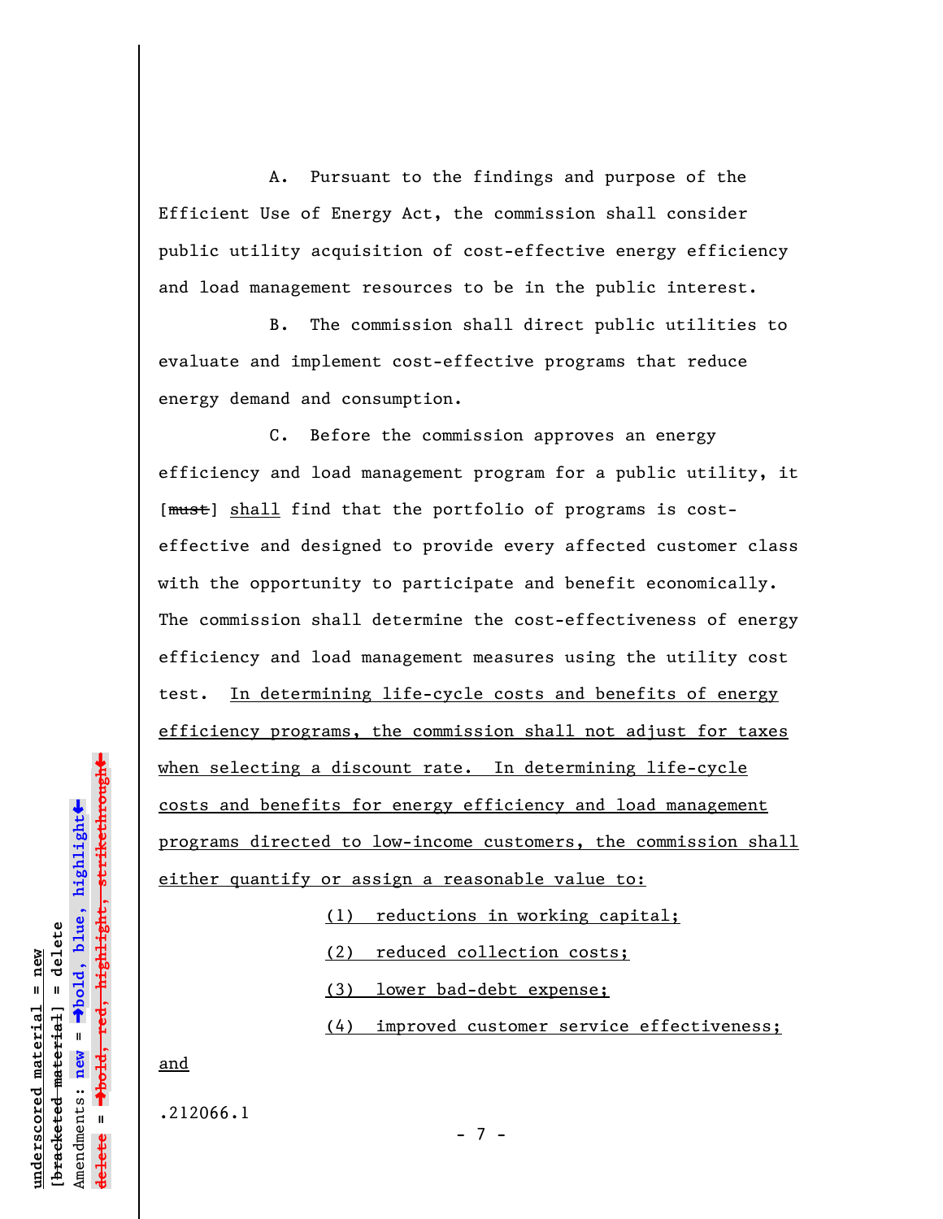A. Pursuant to the findings and purpose of the Efficient Use of Energy Act, the commission shall consider public utility acquisition of cost-effective energy efficiency and load management resources to be in the public interest.

B. The commission shall direct public utilities to evaluate and implement cost-effective programs that reduce energy demand and consumption.

C. Before the commission approves an energy efficiency and load management program for a public utility, it [~~must~~] <u>shall</u> find that the portfolio of programs is cost-effective and designed to provide every affected customer class with the opportunity to participate and benefit economically. The commission shall determine the cost-effectiveness of energy efficiency and load management measures using the utility cost test. <u>In determining life-cycle costs and benefits of energy efficiency programs, the commission shall not adjust for taxes when selecting a discount rate. In determining life-cycle costs and benefits for energy efficiency and load management programs directed to low-income customers, the commission shall either quantify or assign a reasonable value to:</u>

<u>(1) reductions in working capital;</u>

<u>(2) reduced collection costs;</u>

<u>(3) lower bad-debt expense;</u>

<u>(4) improved customer service effectiveness;</u>

<u>and</u>

.212066.1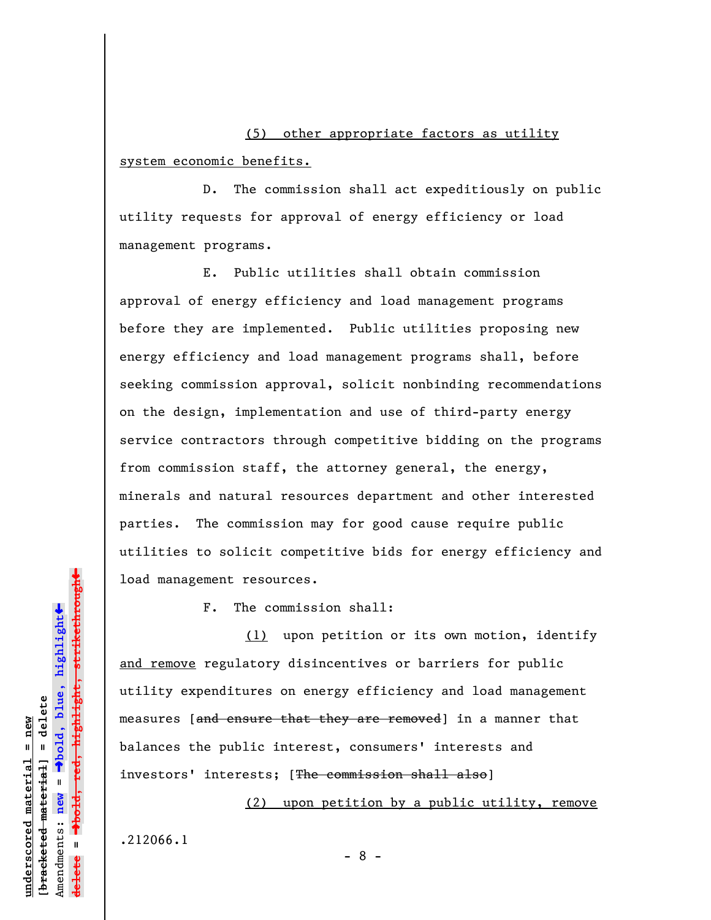(5) other appropriate factors as utility system economic benefits.

D. The commission shall act expeditiously on public utility requests for approval of energy efficiency or load management programs.

E. Public utilities shall obtain commission approval of energy efficiency and load management programs before they are implemented. Public utilities proposing new energy efficiency and load management programs shall, before seeking commission approval, solicit nonbinding recommendations on the design, implementation and use of third-party energy service contractors through competitive bidding on the programs from commission staff, the attorney general, the energy, minerals and natural resources department and other interested parties. The commission may for good cause require public utilities to solicit competitive bids for energy efficiency and load management resources.

F. The commission shall:

(1) upon petition or its own motion, identify and remove regulatory disincentives or barriers for public utility expenditures on energy efficiency and load management measures [~~and ensure that they are removed~~] in a manner that balances the public interest, consumers' interests and investors' interests; [~~The commission shall also~~]

(2) upon petition by a public utility, remove

.212066.1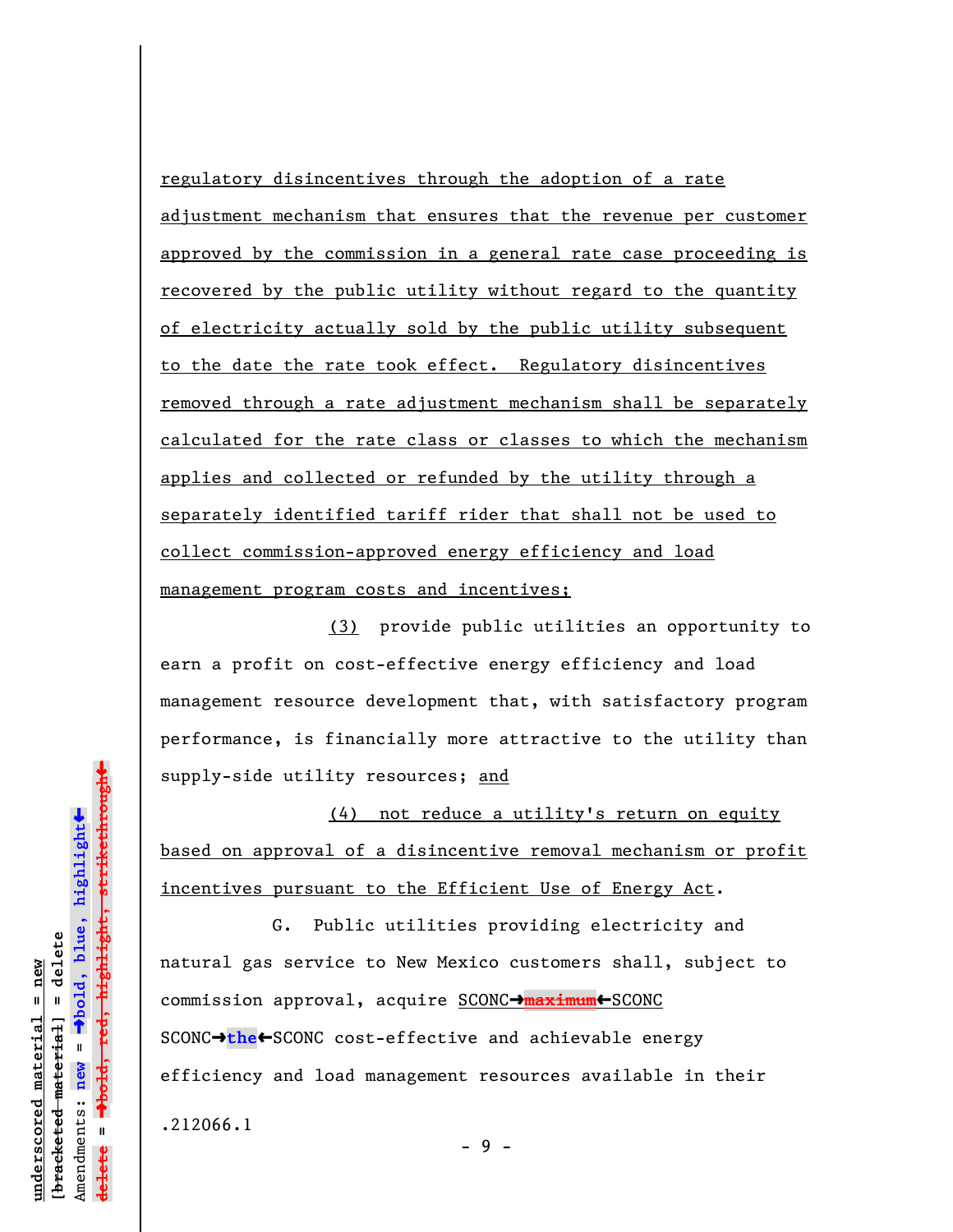regulatory disincentives through the adoption of a rate adjustment mechanism that ensures that the revenue per customer approved by the commission in a general rate case proceeding is recovered by the public utility without regard to the quantity of electricity actually sold by the public utility subsequent to the date the rate took effect. Regulatory disincentives removed through a rate adjustment mechanism shall be separately calculated for the rate class or classes to which the mechanism applies and collected or refunded by the utility through a separately identified tariff rider that shall not be used to collect commission-approved energy efficiency and load management program costs and incentives;

(3) provide public utilities an opportunity to earn a profit on cost-effective energy efficiency and load management resource development that, with satisfactory program performance, is financially more attractive to the utility than supply-side utility resources; and

(4) not reduce a utility's return on equity based on approval of a disincentive removal mechanism or profit incentives pursuant to the Efficient Use of Energy Act.

G. Public utilities providing electricity and natural gas service to New Mexico customers shall, subject to commission approval, acquire SCONC→~~maximum~~←SCONC SCONC→**the**←SCONC cost-effective and achievable energy efficiency and load management resources available in their

.212066.1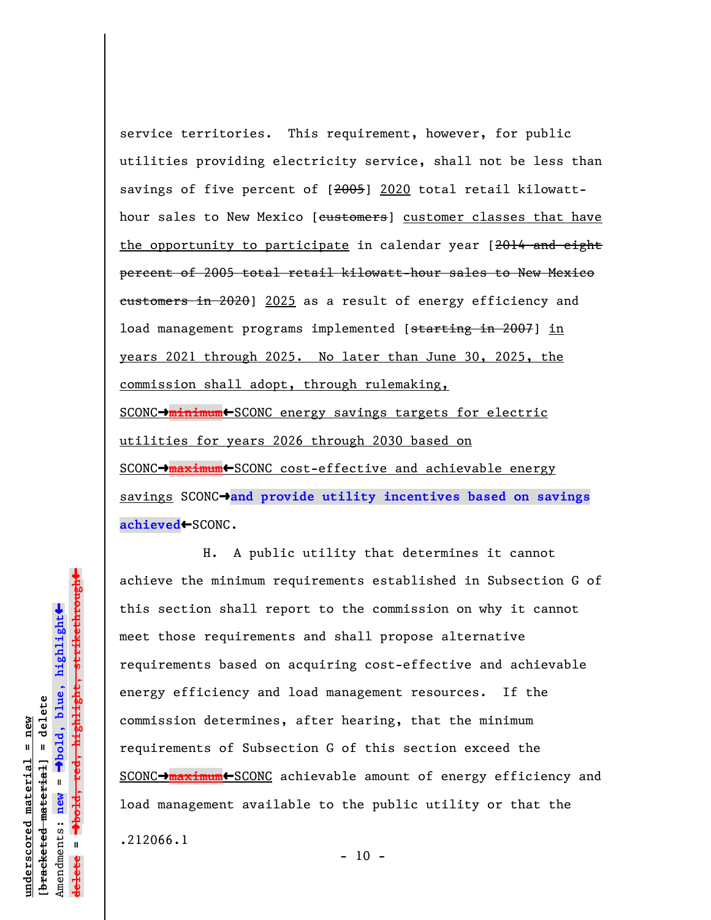service territories. This requirement, however, for public utilities providing electricity service, shall not be less than savings of five percent of [~~2005~~] 2020 total retail kilowatt-hour sales to New Mexico [~~customers~~] customer classes that have the opportunity to participate in calendar year [~~2014 and eight percent of 2005 total retail kilowatt-hour sales to New Mexico customers in 2020~~] 2025 as a result of energy efficiency and load management programs implemented [~~starting in 2007~~] in years 2021 through 2025. No later than June 30, 2025, the commission shall adopt, through rulemaking, SCONC→~~minimum~~←SCONC energy savings targets for electric utilities for years 2026 through 2030 based on SCONC→~~maximum~~←SCONC cost-effective and achievable energy savings SCONC→**and provide utility incentives based on savings achieved**←SCONC.

H. A public utility that determines it cannot achieve the minimum requirements established in Subsection G of this section shall report to the commission on why it cannot meet those requirements and shall propose alternative requirements based on acquiring cost-effective and achievable energy efficiency and load management resources. If the commission determines, after hearing, that the minimum requirements of Subsection G of this section exceed the SCONC→~~maximum~~←SCONC achievable amount of energy efficiency and load management available to the public utility or that the

.212066.1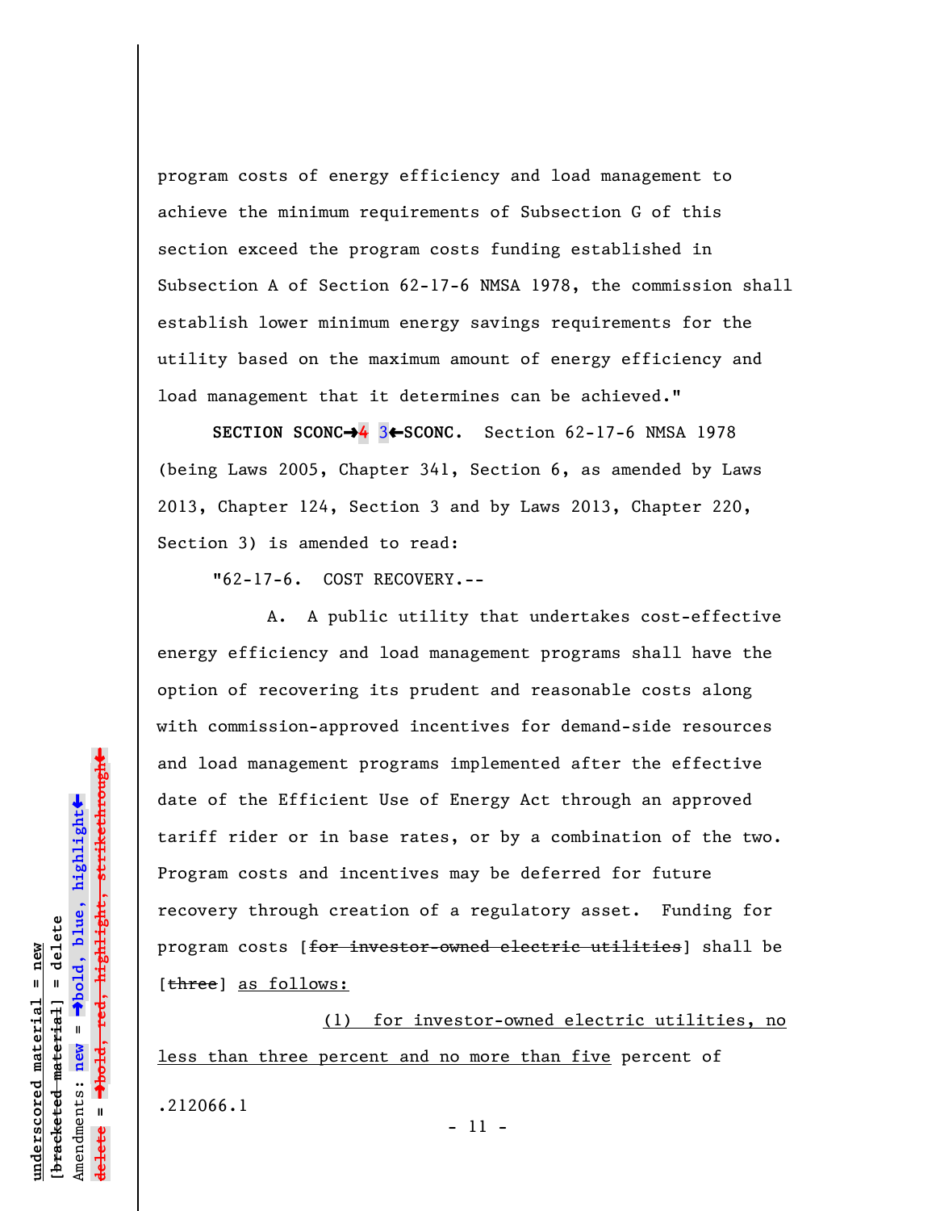program costs of energy efficiency and load management to achieve the minimum requirements of Subsection G of this section exceed the program costs funding established in Subsection A of Section 62-17-6 NMSA 1978, the commission shall establish lower minimum energy savings requirements for the utility based on the maximum amount of energy efficiency and load management that it determines can be achieved."

**SECTION SCONC→~~4~~ 3←SCONC.** Section 62-17-6 NMSA 1978 (being Laws 2005, Chapter 341, Section 6, as amended by Laws 2013, Chapter 124, Section 3 and by Laws 2013, Chapter 220, Section 3) is amended to read:

"62-17-6. COST RECOVERY.--

A. A public utility that undertakes cost-effective energy efficiency and load management programs shall have the option of recovering its prudent and reasonable costs along with commission-approved incentives for demand-side resources and load management programs implemented after the effective date of the Efficient Use of Energy Act through an approved tariff rider or in base rates, or by a combination of the two. Program costs and incentives may be deferred for future recovery through creation of a regulatory asset. Funding for program costs [~~for investor-owned electric utilities~~] shall be [~~three~~] <u>as follows:</u>

<u>(1) for investor-owned electric utilities, no less than three percent and no more than five</u> percent of

.212066.1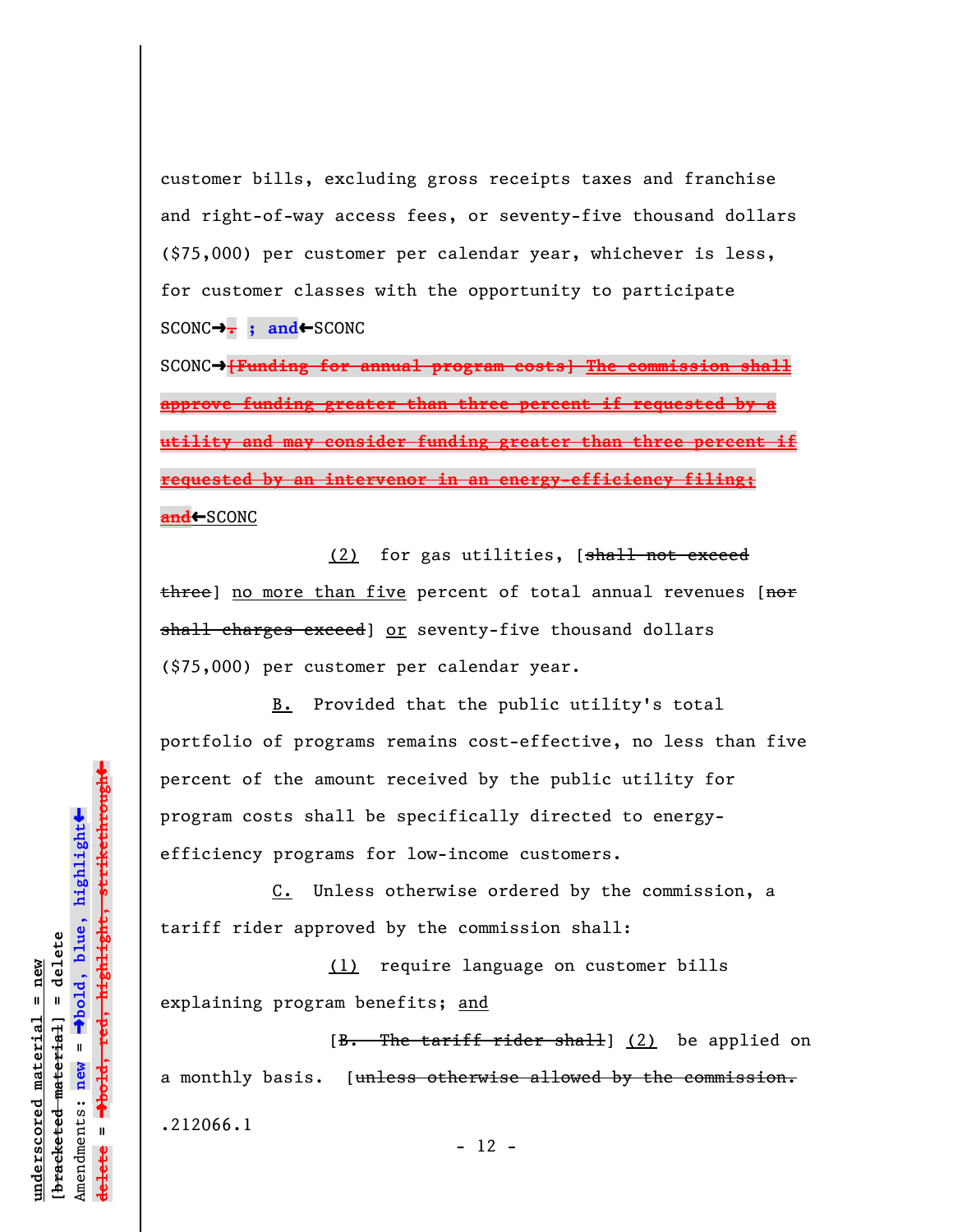customer bills, excluding gross receipts taxes and franchise and right-of-way access fees, or seventy-five thousand dollars ($75,000) per customer per calendar year, whichever is less, for customer classes with the opportunity to participate SCONC→~~.~~ **; and**←SCONC

SCONC→~~[Funding for annual program costs] The commission shall approve funding greater than three percent if requested by a utility and may consider funding greater than three percent if requested by an intervenor in an energy-efficiency filing; and~~←SCONC

(2) for gas utilities, [~~shall not exceed three~~] no more than five percent of total annual revenues [~~nor shall charges exceed~~] or seventy-five thousand dollars ($75,000) per customer per calendar year.

B. Provided that the public utility's total portfolio of programs remains cost-effective, no less than five percent of the amount received by the public utility for program costs shall be specifically directed to energy-efficiency programs for low-income customers.

C. Unless otherwise ordered by the commission, a tariff rider approved by the commission shall:

(1) require language on customer bills explaining program benefits; and

[~~B. The tariff rider shall~~] (2) be applied on a monthly basis. [~~unless otherwise allowed by the commission.~~

.212066.1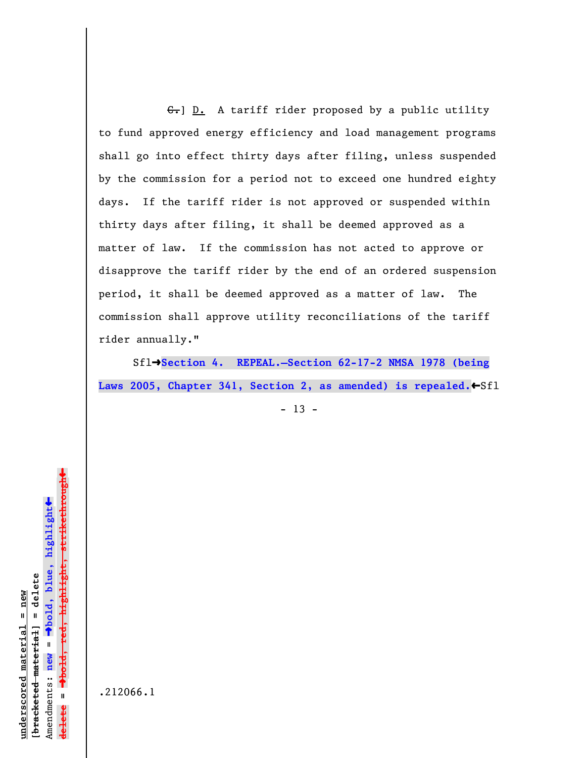~~C.~~] D. A tariff rider proposed by a public utility to fund approved energy efficiency and load management programs shall go into effect thirty days after filing, unless suspended by the commission for a period not to exceed one hundred eighty days. If the tariff rider is not approved or suspended within thirty days after filing, it shall be deemed approved as a matter of law. If the commission has not acted to approve or disapprove the tariff rider by the end of an ordered suspension period, it shall be deemed approved as a matter of law. The commission shall approve utility reconciliations of the tariff rider annually."

Sfl➔**Section 4. REPEAL.—Section 62-17-2 NMSA 1978 (being Laws 2005, Chapter 341, Section 2, as amended) is repealed.**⬅Sfl

.212066.1

underscored material = new
[bracketed material] = delete
Amendments: new = ➔bold, blue, highlight⬅
delete = ➔~~bold, red, highlight, strikethrough~~⬅